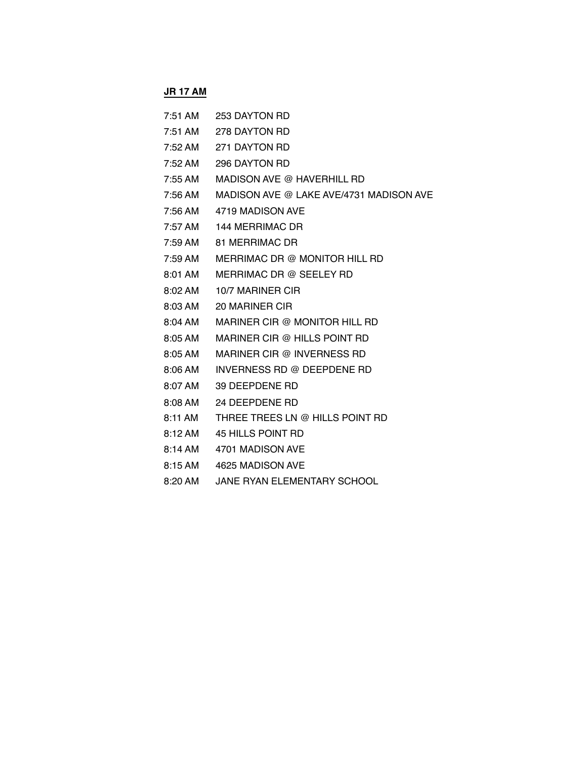**JR 17 AM**

7:51 AM  253 DAYTON RD
7:51 AM  278 DAYTON RD
7:52 AM  271 DAYTON RD
7:52 AM  296 DAYTON RD
7:55 AM  MADISON AVE @ HAVERHILL RD
7:56 AM  MADISON AVE @ LAKE AVE/4731 MADISON AVE
7:56 AM  4719 MADISON AVE
7:57 AM  144 MERRIMAC DR
7:59 AM  81 MERRIMAC DR
7:59 AM  MERRIMAC DR @ MONITOR HILL RD
8:01 AM  MERRIMAC DR @ SEELEY RD
8:02 AM  10/7 MARINER CIR
8:03 AM  20 MARINER CIR
8:04 AM  MARINER CIR @ MONITOR HILL RD
8:05 AM  MARINER CIR @ HILLS POINT RD
8:05 AM  MARINER CIR @ INVERNESS RD
8:06 AM  INVERNESS RD @ DEEPDENE RD
8:07 AM  39 DEEPDENE RD
8:08 AM  24 DEEPDENE RD
8:11 AM  THREE TREES LN @ HILLS POINT RD
8:12 AM  45 HILLS POINT RD
8:14 AM  4701 MADISON AVE
8:15 AM  4625 MADISON AVE
8:20 AM  JANE RYAN ELEMENTARY SCHOOL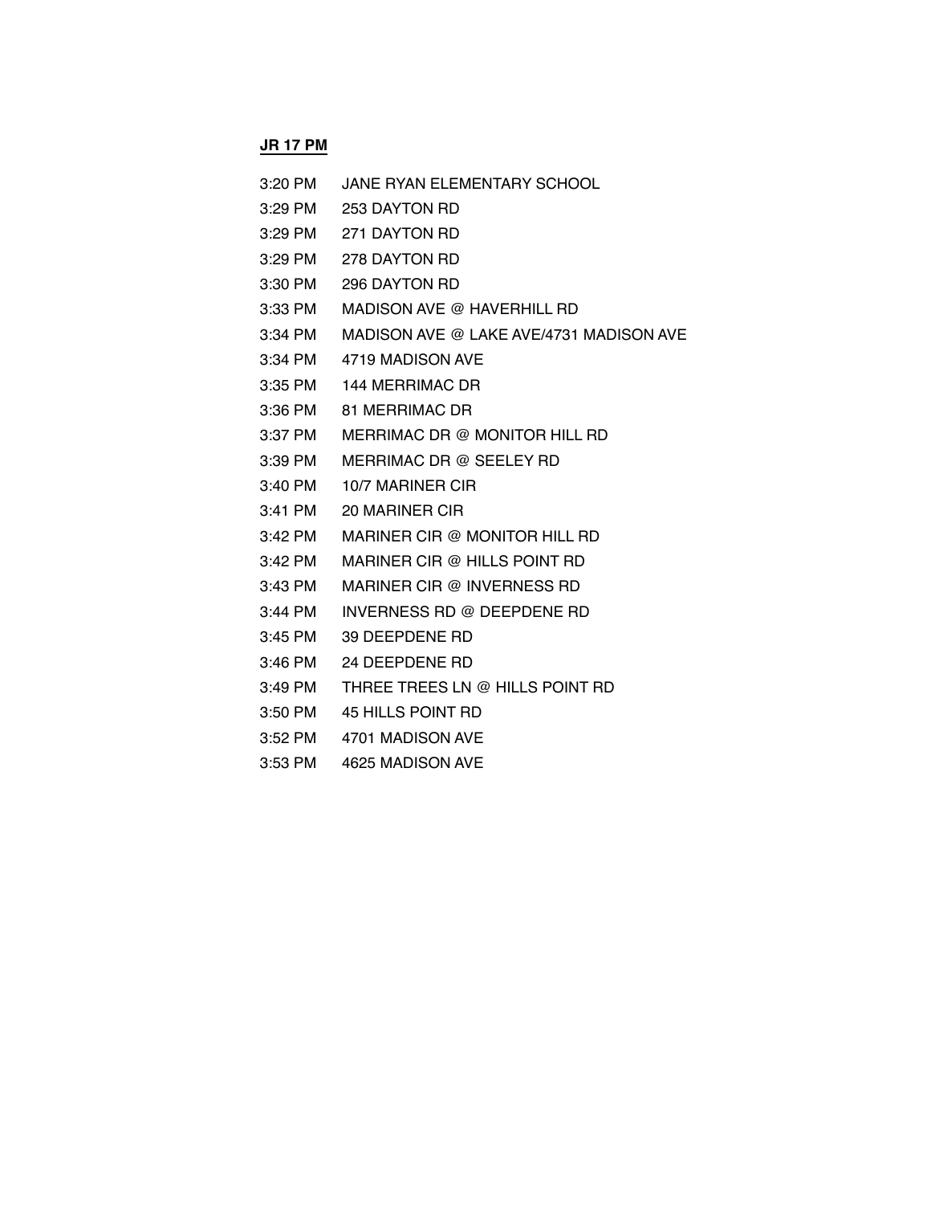**JR 17 PM**

| | |
|---|---|
| 3:20 PM | JANE RYAN ELEMENTARY SCHOOL |
| 3:29 PM | 253 DAYTON RD |
| 3:29 PM | 271 DAYTON RD |
| 3:29 PM | 278 DAYTON RD |
| 3:30 PM | 296 DAYTON RD |
| 3:33 PM | MADISON AVE @ HAVERHILL RD |
| 3:34 PM | MADISON AVE @ LAKE AVE/4731 MADISON AVE |
| 3:34 PM | 4719 MADISON AVE |
| 3:35 PM | 144 MERRIMAC DR |
| 3:36 PM | 81 MERRIMAC DR |
| 3:37 PM | MERRIMAC DR @ MONITOR HILL RD |
| 3:39 PM | MERRIMAC DR @ SEELEY RD |
| 3:40 PM | 10/7 MARINER CIR |
| 3:41 PM | 20 MARINER CIR |
| 3:42 PM | MARINER CIR @ MONITOR HILL RD |
| 3:42 PM | MARINER CIR @ HILLS POINT RD |
| 3:43 PM | MARINER CIR @ INVERNESS RD |
| 3:44 PM | INVERNESS RD @ DEEPDENE RD |
| 3:45 PM | 39 DEEPDENE RD |
| 3:46 PM | 24 DEEPDENE RD |
| 3:49 PM | THREE TREES LN @ HILLS POINT RD |
| 3:50 PM | 45 HILLS POINT RD |
| 3:52 PM | 4701 MADISON AVE |
| 3:53 PM | 4625 MADISON AVE |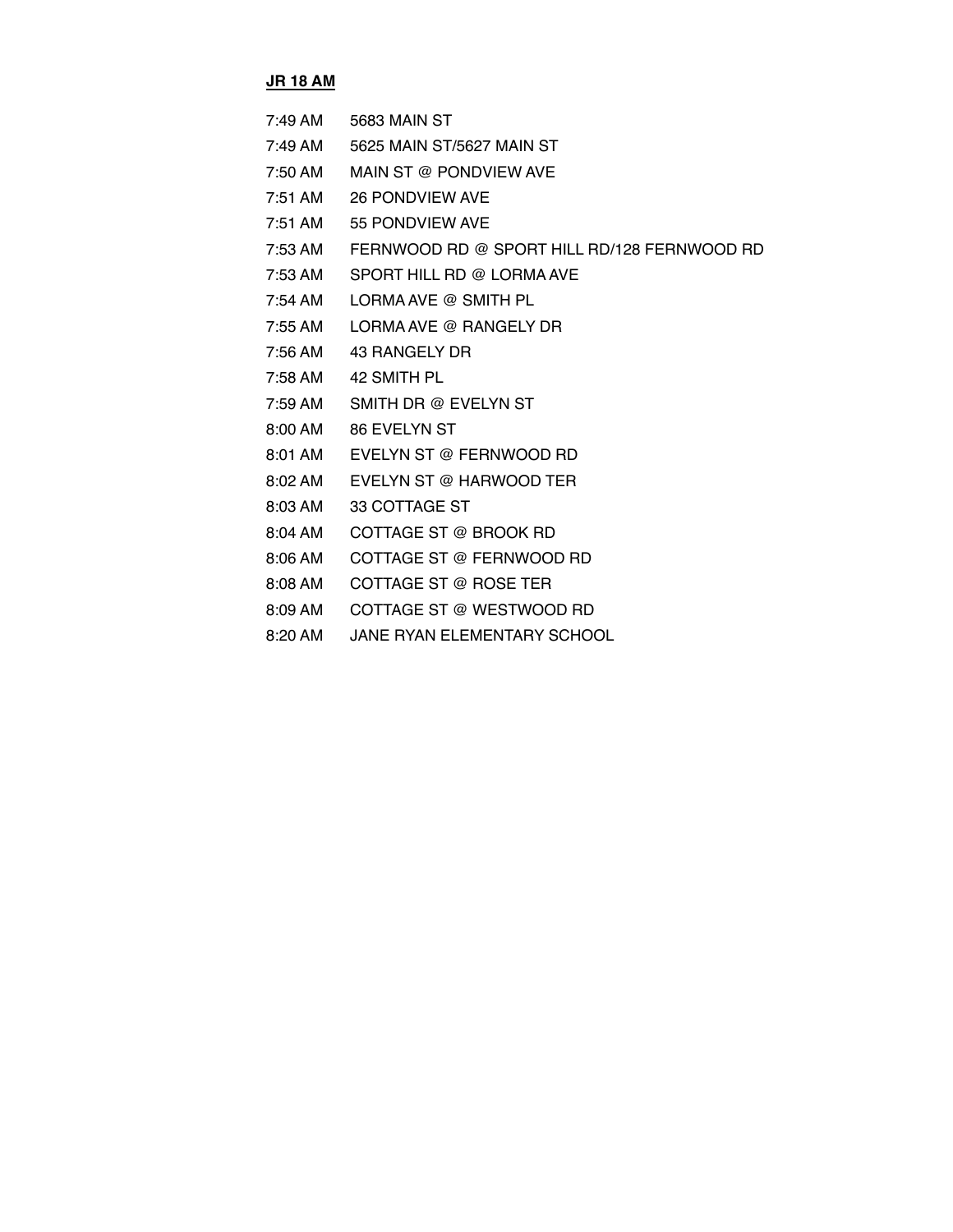**JR 18 AM**

| | |
|---|---|
| 7:49 AM | 5683 MAIN ST |
| 7:49 AM | 5625 MAIN ST/5627 MAIN ST |
| 7:50 AM | MAIN ST @ PONDVIEW AVE |
| 7:51 AM | 26 PONDVIEW AVE |
| 7:51 AM | 55 PONDVIEW AVE |
| 7:53 AM | FERNWOOD RD @ SPORT HILL RD/128 FERNWOOD RD |
| 7:53 AM | SPORT HILL RD @ LORMA AVE |
| 7:54 AM | LORMA AVE @ SMITH PL |
| 7:55 AM | LORMA AVE @ RANGELY DR |
| 7:56 AM | 43 RANGELY DR |
| 7:58 AM | 42 SMITH PL |
| 7:59 AM | SMITH DR @ EVELYN ST |
| 8:00 AM | 86 EVELYN ST |
| 8:01 AM | EVELYN ST @ FERNWOOD RD |
| 8:02 AM | EVELYN ST @ HARWOOD TER |
| 8:03 AM | 33 COTTAGE ST |
| 8:04 AM | COTTAGE ST @ BROOK RD |
| 8:06 AM | COTTAGE ST @ FERNWOOD RD |
| 8:08 AM | COTTAGE ST @ ROSE TER |
| 8:09 AM | COTTAGE ST @ WESTWOOD RD |
| 8:20 AM | JANE RYAN ELEMENTARY SCHOOL |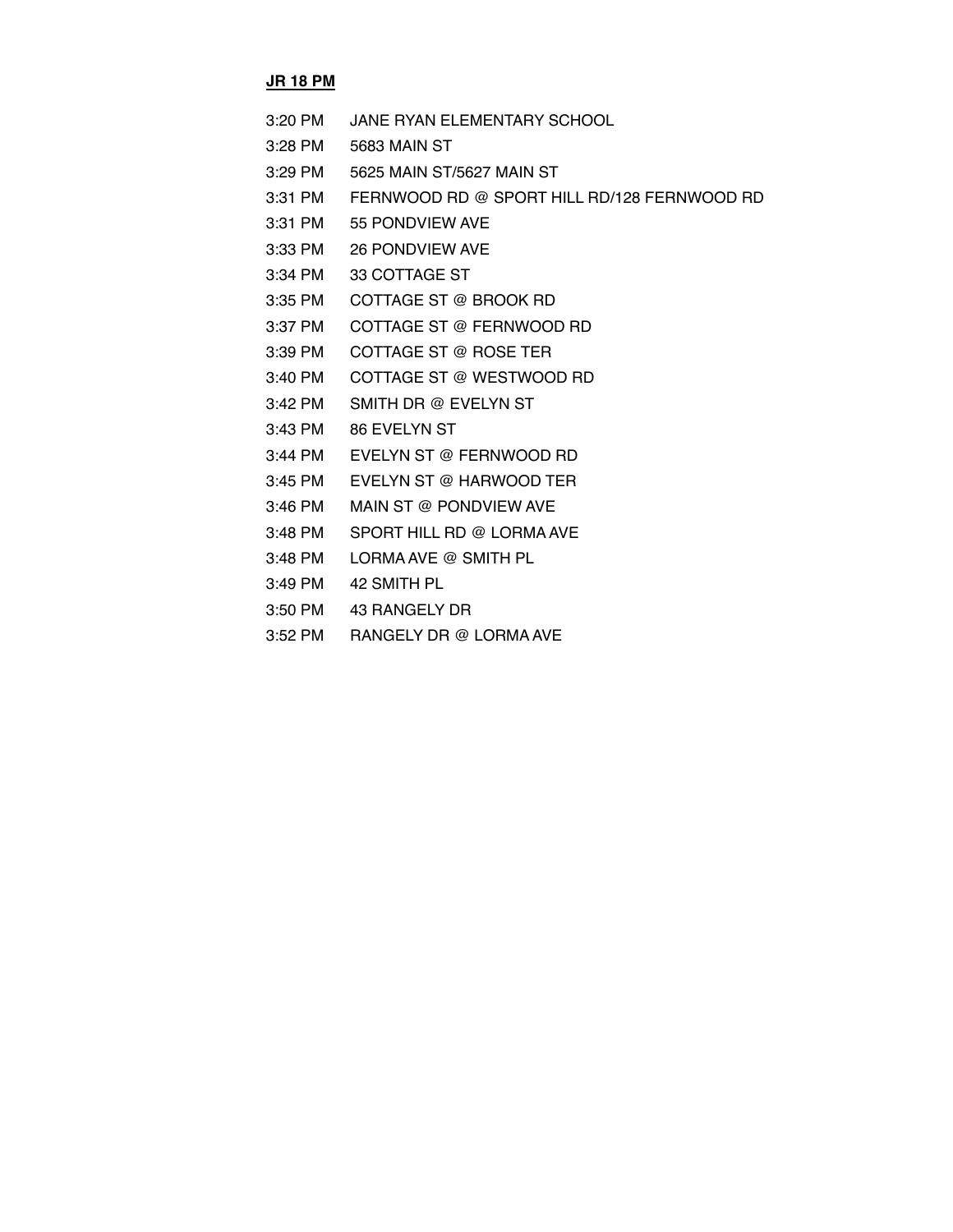**JR 18 PM**

| | |
|---|---|
| 3:20 PM | JANE RYAN ELEMENTARY SCHOOL |
| 3:28 PM | 5683 MAIN ST |
| 3:29 PM | 5625 MAIN ST/5627 MAIN ST |
| 3:31 PM | FERNWOOD RD @ SPORT HILL RD/128 FERNWOOD RD |
| 3:31 PM | 55 PONDVIEW AVE |
| 3:33 PM | 26 PONDVIEW AVE |
| 3:34 PM | 33 COTTAGE ST |
| 3:35 PM | COTTAGE ST @ BROOK RD |
| 3:37 PM | COTTAGE ST @ FERNWOOD RD |
| 3:39 PM | COTTAGE ST @ ROSE TER |
| 3:40 PM | COTTAGE ST @ WESTWOOD RD |
| 3:42 PM | SMITH DR @ EVELYN ST |
| 3:43 PM | 86 EVELYN ST |
| 3:44 PM | EVELYN ST @ FERNWOOD RD |
| 3:45 PM | EVELYN ST @ HARWOOD TER |
| 3:46 PM | MAIN ST @ PONDVIEW AVE |
| 3:48 PM | SPORT HILL RD @ LORMA AVE |
| 3:48 PM | LORMA AVE @ SMITH PL |
| 3:49 PM | 42 SMITH PL |
| 3:50 PM | 43 RANGELY DR |
| 3:52 PM | RANGELY DR @ LORMA AVE |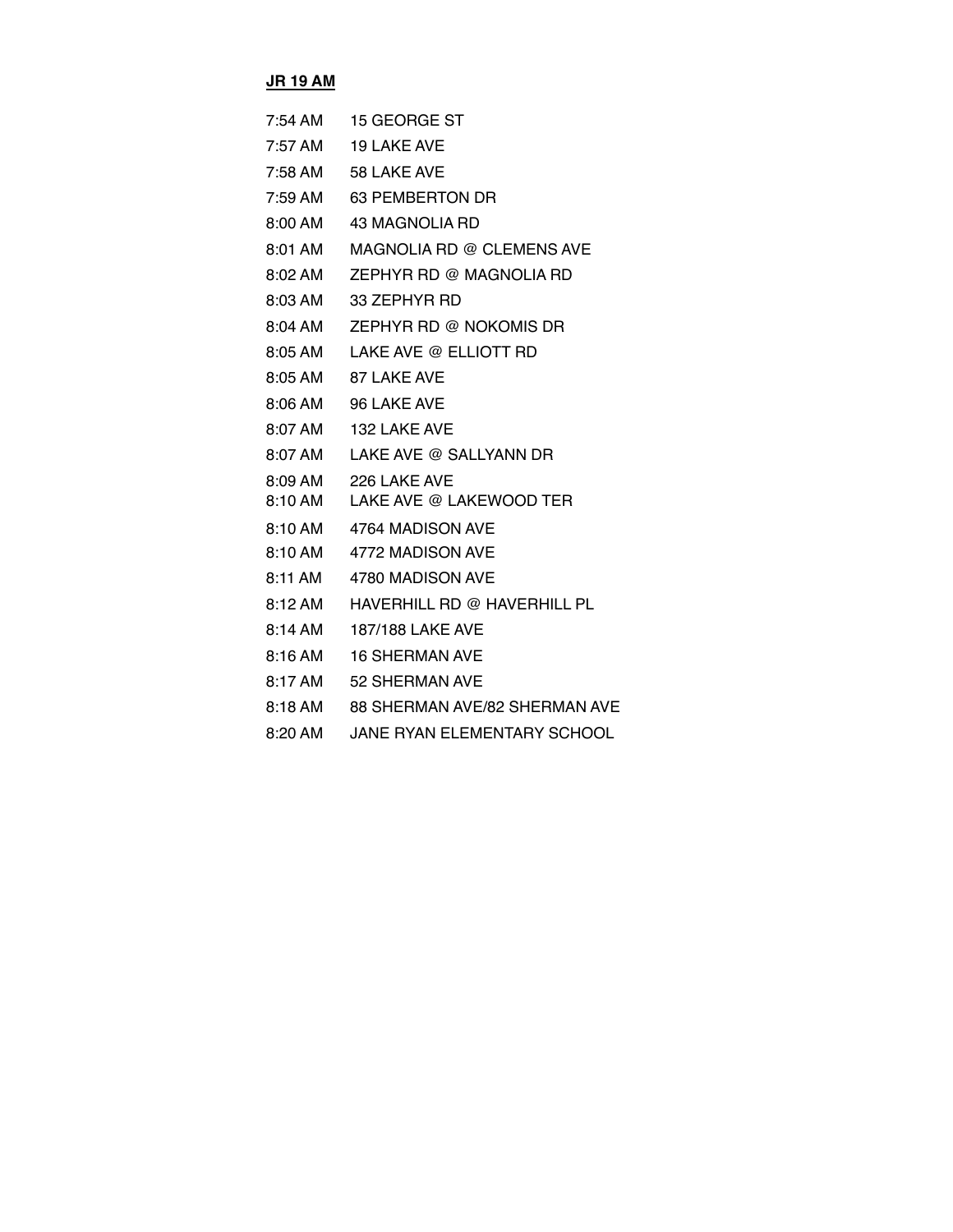**JR 19 AM**

| | |
|---|---|
| 7:54 AM | 15 GEORGE ST |
| 7:57 AM | 19 LAKE AVE |
| 7:58 AM | 58 LAKE AVE |
| 7:59 AM | 63 PEMBERTON DR |
| 8:00 AM | 43 MAGNOLIA RD |
| 8:01 AM | MAGNOLIA RD @ CLEMENS AVE |
| 8:02 AM | ZEPHYR RD @ MAGNOLIA RD |
| 8:03 AM | 33 ZEPHYR RD |
| 8:04 AM | ZEPHYR RD @ NOKOMIS DR |
| 8:05 AM | LAKE AVE @ ELLIOTT RD |
| 8:05 AM | 87 LAKE AVE |
| 8:06 AM | 96 LAKE AVE |
| 8:07 AM | 132 LAKE AVE |
| 8:07 AM | LAKE AVE @ SALLYANN DR |
| 8:09 AM | 226 LAKE AVE |
| 8:10 AM | LAKE AVE @ LAKEWOOD TER |
| 8:10 AM | 4764 MADISON AVE |
| 8:10 AM | 4772 MADISON AVE |
| 8:11 AM | 4780 MADISON AVE |
| 8:12 AM | HAVERHILL RD @ HAVERHILL PL |
| 8:14 AM | 187/188 LAKE AVE |
| 8:16 AM | 16 SHERMAN AVE |
| 8:17 AM | 52 SHERMAN AVE |
| 8:18 AM | 88 SHERMAN AVE/82 SHERMAN AVE |
| 8:20 AM | JANE RYAN ELEMENTARY SCHOOL |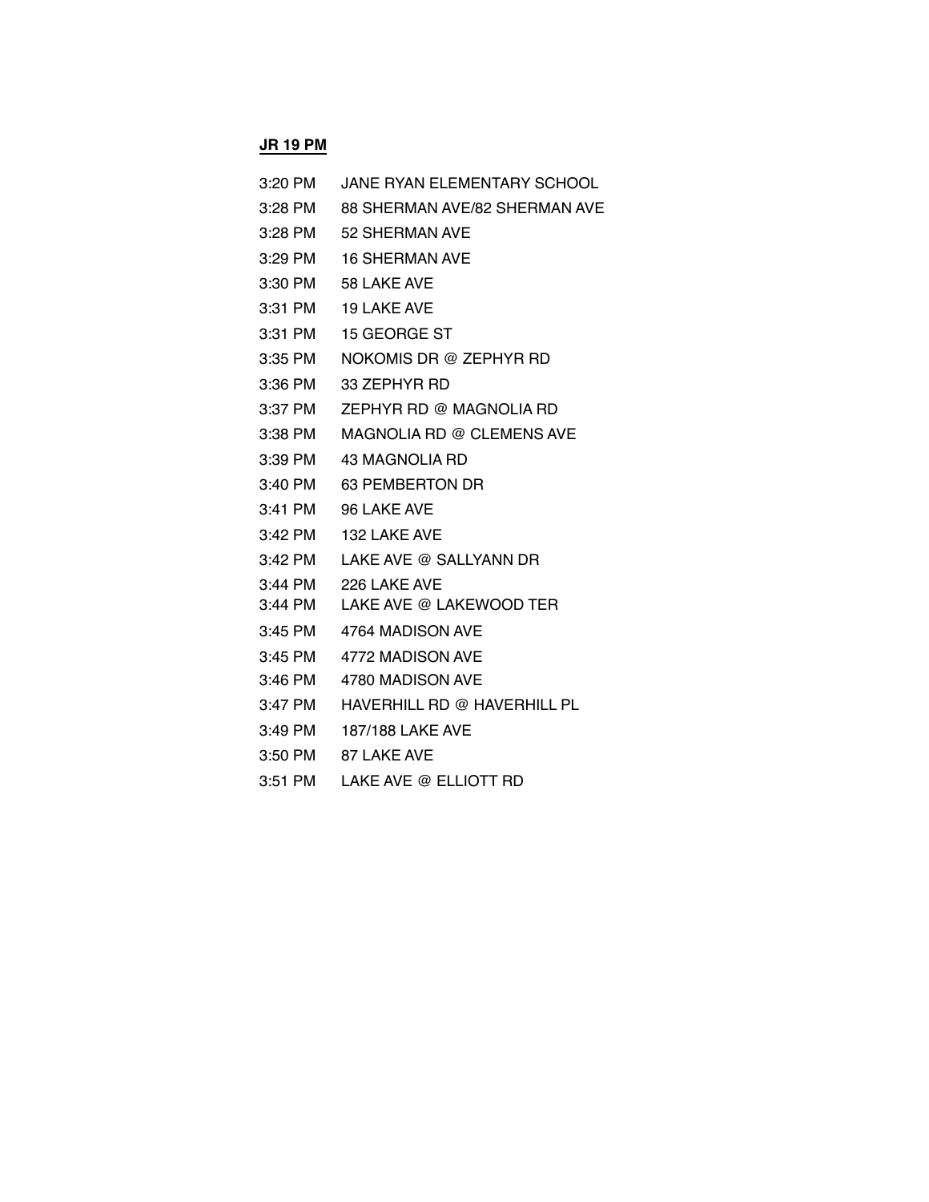**JR 19 PM**

| | |
|---|---|
| 3:20 PM | JANE RYAN ELEMENTARY SCHOOL |
| 3:28 PM | 88 SHERMAN AVE/82 SHERMAN AVE |
| 3:28 PM | 52 SHERMAN AVE |
| 3:29 PM | 16 SHERMAN AVE |
| 3:30 PM | 58 LAKE AVE |
| 3:31 PM | 19 LAKE AVE |
| 3:31 PM | 15 GEORGE ST |
| 3:35 PM | NOKOMIS DR @ ZEPHYR RD |
| 3:36 PM | 33 ZEPHYR RD |
| 3:37 PM | ZEPHYR RD @ MAGNOLIA RD |
| 3:38 PM | MAGNOLIA RD @ CLEMENS AVE |
| 3:39 PM | 43 MAGNOLIA RD |
| 3:40 PM | 63 PEMBERTON DR |
| 3:41 PM | 96 LAKE AVE |
| 3:42 PM | 132 LAKE AVE |
| 3:42 PM | LAKE AVE @ SALLYANN DR |
| 3:44 PM | 226 LAKE AVE |
| 3:44 PM | LAKE AVE @ LAKEWOOD TER |
| 3:45 PM | 4764 MADISON AVE |
| 3:45 PM | 4772 MADISON AVE |
| 3:46 PM | 4780 MADISON AVE |
| 3:47 PM | HAVERHILL RD @ HAVERHILL PL |
| 3:49 PM | 187/188 LAKE AVE |
| 3:50 PM | 87 LAKE AVE |
| 3:51 PM | LAKE AVE @ ELLIOTT RD |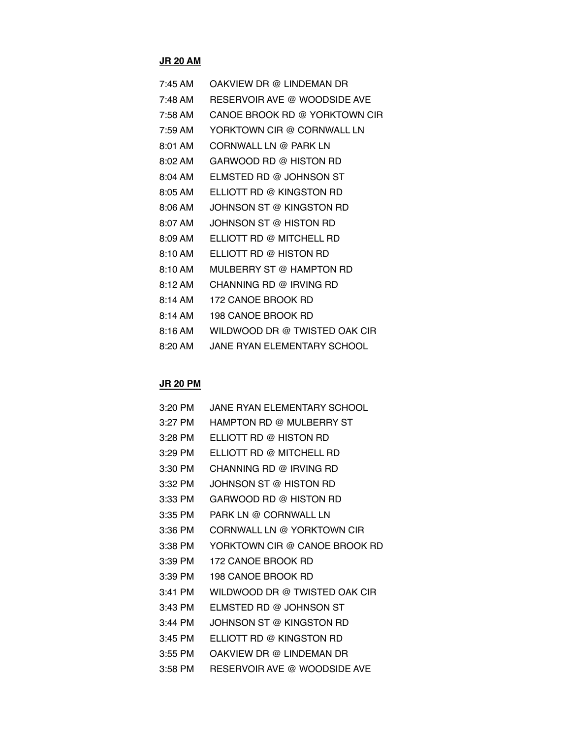**JR 20 AM**

| | |
|---|---|
| 7:45 AM | OAKVIEW DR @ LINDEMAN DR |
| 7:48 AM | RESERVOIR AVE @ WOODSIDE AVE |
| 7:58 AM | CANOE BROOK RD @ YORKTOWN CIR |
| 7:59 AM | YORKTOWN CIR @ CORNWALL LN |
| 8:01 AM | CORNWALL LN @ PARK LN |
| 8:02 AM | GARWOOD RD @ HISTON RD |
| 8:04 AM | ELMSTED RD @ JOHNSON ST |
| 8:05 AM | ELLIOTT RD @ KINGSTON RD |
| 8:06 AM | JOHNSON ST @ KINGSTON RD |
| 8:07 AM | JOHNSON ST @ HISTON RD |
| 8:09 AM | ELLIOTT RD @ MITCHELL RD |
| 8:10 AM | ELLIOTT RD @ HISTON RD |
| 8:10 AM | MULBERRY ST @ HAMPTON RD |
| 8:12 AM | CHANNING RD @ IRVING RD |
| 8:14 AM | 172 CANOE BROOK RD |
| 8:14 AM | 198 CANOE BROOK RD |
| 8:16 AM | WILDWOOD DR @ TWISTED OAK CIR |
| 8:20 AM | JANE RYAN ELEMENTARY SCHOOL |

**JR 20 PM**

| | |
|---|---|
| 3:20 PM | JANE RYAN ELEMENTARY SCHOOL |
| 3:27 PM | HAMPTON RD @ MULBERRY ST |
| 3:28 PM | ELLIOTT RD @ HISTON RD |
| 3:29 PM | ELLIOTT RD @ MITCHELL RD |
| 3:30 PM | CHANNING RD @ IRVING RD |
| 3:32 PM | JOHNSON ST @ HISTON RD |
| 3:33 PM | GARWOOD RD @ HISTON RD |
| 3:35 PM | PARK LN @ CORNWALL LN |
| 3:36 PM | CORNWALL LN @ YORKTOWN CIR |
| 3:38 PM | YORKTOWN CIR @ CANOE BROOK RD |
| 3:39 PM | 172 CANOE BROOK RD |
| 3:39 PM | 198 CANOE BROOK RD |
| 3:41 PM | WILDWOOD DR @ TWISTED OAK CIR |
| 3:43 PM | ELMSTED RD @ JOHNSON ST |
| 3:44 PM | JOHNSON ST @ KINGSTON RD |
| 3:45 PM | ELLIOTT RD @ KINGSTON RD |
| 3:55 PM | OAKVIEW DR @ LINDEMAN DR |
| 3:58 PM | RESERVOIR AVE @ WOODSIDE AVE |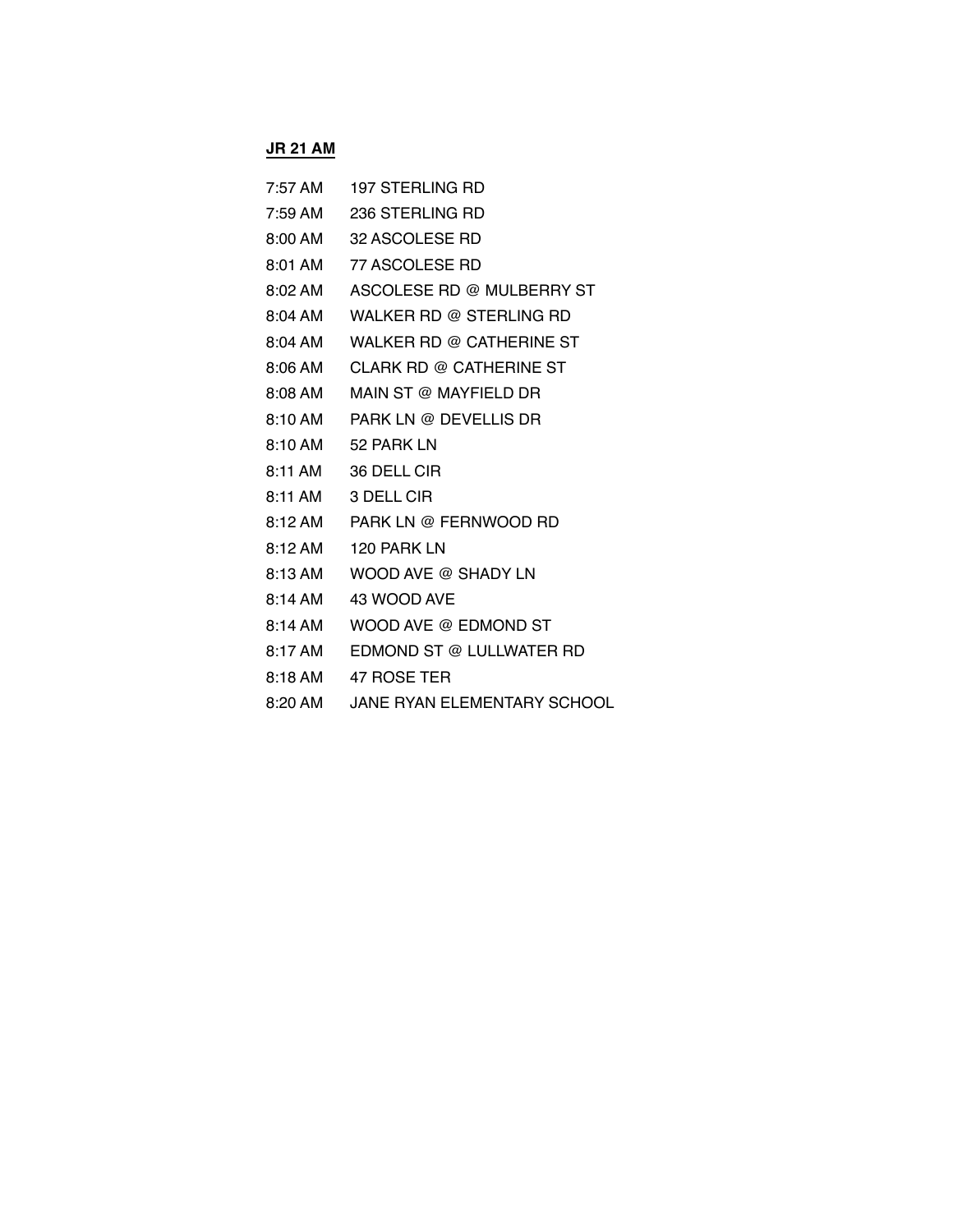**JR 21 AM**

| | |
|---|---|
| 7:57 AM | 197 STERLING RD |
| 7:59 AM | 236 STERLING RD |
| 8:00 AM | 32 ASCOLESE RD |
| 8:01 AM | 77 ASCOLESE RD |
| 8:02 AM | ASCOLESE RD @ MULBERRY ST |
| 8:04 AM | WALKER RD @ STERLING RD |
| 8:04 AM | WALKER RD @ CATHERINE ST |
| 8:06 AM | CLARK RD @ CATHERINE ST |
| 8:08 AM | MAIN ST @ MAYFIELD DR |
| 8:10 AM | PARK LN @ DEVELLIS DR |
| 8:10 AM | 52 PARK LN |
| 8:11 AM | 36 DELL CIR |
| 8:11 AM | 3 DELL CIR |
| 8:12 AM | PARK LN @ FERNWOOD RD |
| 8:12 AM | 120 PARK LN |
| 8:13 AM | WOOD AVE @ SHADY LN |
| 8:14 AM | 43 WOOD AVE |
| 8:14 AM | WOOD AVE @ EDMOND ST |
| 8:17 AM | EDMOND ST @ LULLWATER RD |
| 8:18 AM | 47 ROSE TER |
| 8:20 AM | JANE RYAN ELEMENTARY SCHOOL |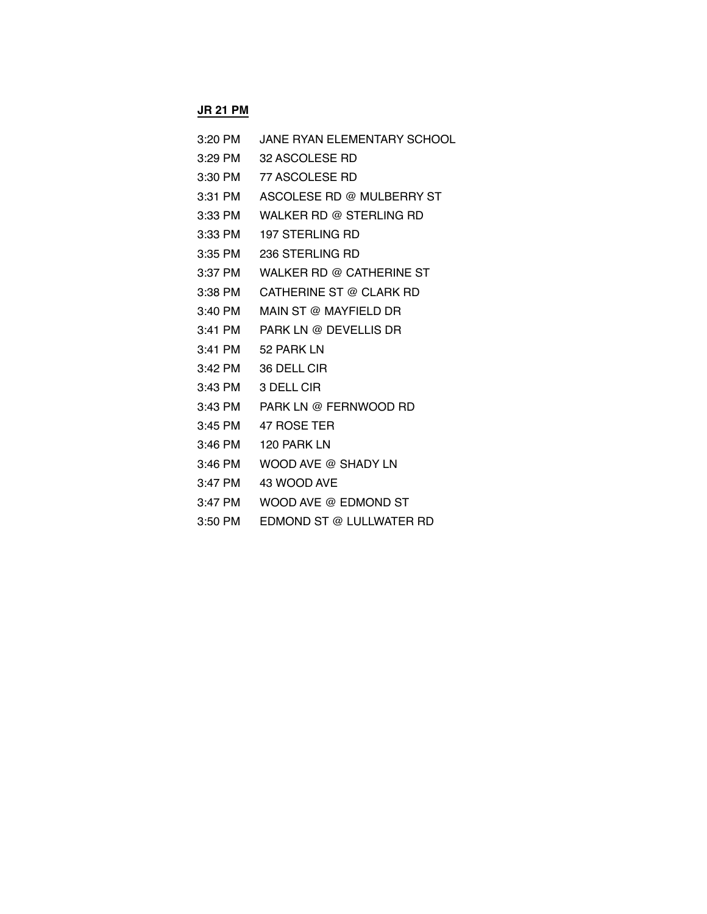**JR 21 PM**

| | |
|---|---|
| 3:20 PM | JANE RYAN ELEMENTARY SCHOOL |
| 3:29 PM | 32 ASCOLESE RD |
| 3:30 PM | 77 ASCOLESE RD |
| 3:31 PM | ASCOLESE RD @ MULBERRY ST |
| 3:33 PM | WALKER RD @ STERLING RD |
| 3:33 PM | 197 STERLING RD |
| 3:35 PM | 236 STERLING RD |
| 3:37 PM | WALKER RD @ CATHERINE ST |
| 3:38 PM | CATHERINE ST @ CLARK RD |
| 3:40 PM | MAIN ST @ MAYFIELD DR |
| 3:41 PM | PARK LN @ DEVELLIS DR |
| 3:41 PM | 52 PARK LN |
| 3:42 PM | 36 DELL CIR |
| 3:43 PM | 3 DELL CIR |
| 3:43 PM | PARK LN @ FERNWOOD RD |
| 3:45 PM | 47 ROSE TER |
| 3:46 PM | 120 PARK LN |
| 3:46 PM | WOOD AVE @ SHADY LN |
| 3:47 PM | 43 WOOD AVE |
| 3:47 PM | WOOD AVE @ EDMOND ST |
| 3:50 PM | EDMOND ST @ LULLWATER RD |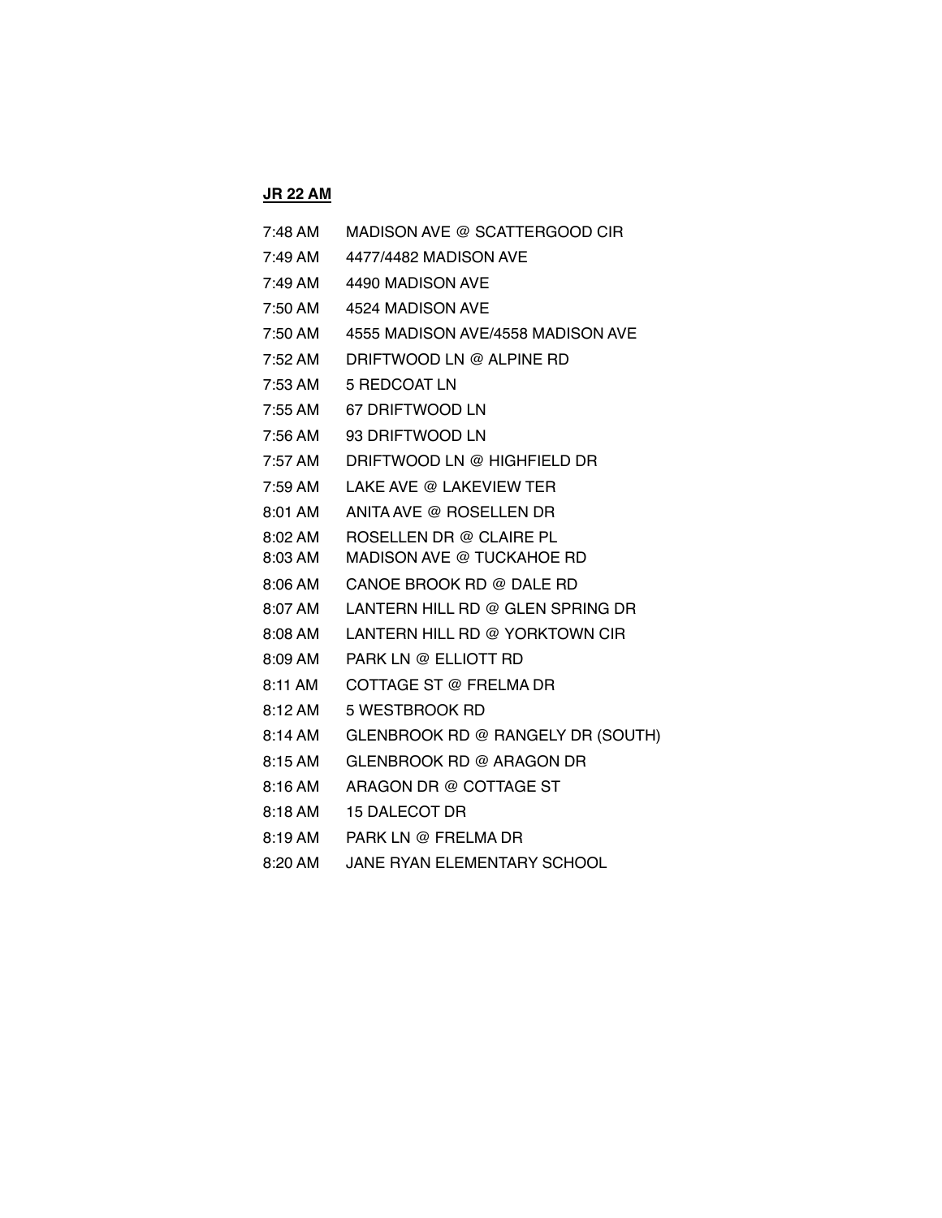**JR 22 AM**

| | |
|---|---|
| 7:48 AM | MADISON AVE @ SCATTERGOOD CIR |
| 7:49 AM | 4477/4482 MADISON AVE |
| 7:49 AM | 4490 MADISON AVE |
| 7:50 AM | 4524 MADISON AVE |
| 7:50 AM | 4555 MADISON AVE/4558 MADISON AVE |
| 7:52 AM | DRIFTWOOD LN @ ALPINE RD |
| 7:53 AM | 5 REDCOAT LN |
| 7:55 AM | 67 DRIFTWOOD LN |
| 7:56 AM | 93 DRIFTWOOD LN |
| 7:57 AM | DRIFTWOOD LN @ HIGHFIELD DR |
| 7:59 AM | LAKE AVE @ LAKEVIEW TER |
| 8:01 AM | ANITA AVE @ ROSELLEN DR |
| 8:02 AM | ROSELLEN DR @ CLAIRE PL |
| 8:03 AM | MADISON AVE @ TUCKAHOE RD |
| 8:06 AM | CANOE BROOK RD @ DALE RD |
| 8:07 AM | LANTERN HILL RD @ GLEN SPRING DR |
| 8:08 AM | LANTERN HILL RD @ YORKTOWN CIR |
| 8:09 AM | PARK LN @ ELLIOTT RD |
| 8:11 AM | COTTAGE ST @ FRELMA DR |
| 8:12 AM | 5 WESTBROOK RD |
| 8:14 AM | GLENBROOK RD @ RANGELY DR (SOUTH) |
| 8:15 AM | GLENBROOK RD @ ARAGON DR |
| 8:16 AM | ARAGON DR @ COTTAGE ST |
| 8:18 AM | 15 DALECOT DR |
| 8:19 AM | PARK LN @ FRELMA DR |
| 8:20 AM | JANE RYAN ELEMENTARY SCHOOL |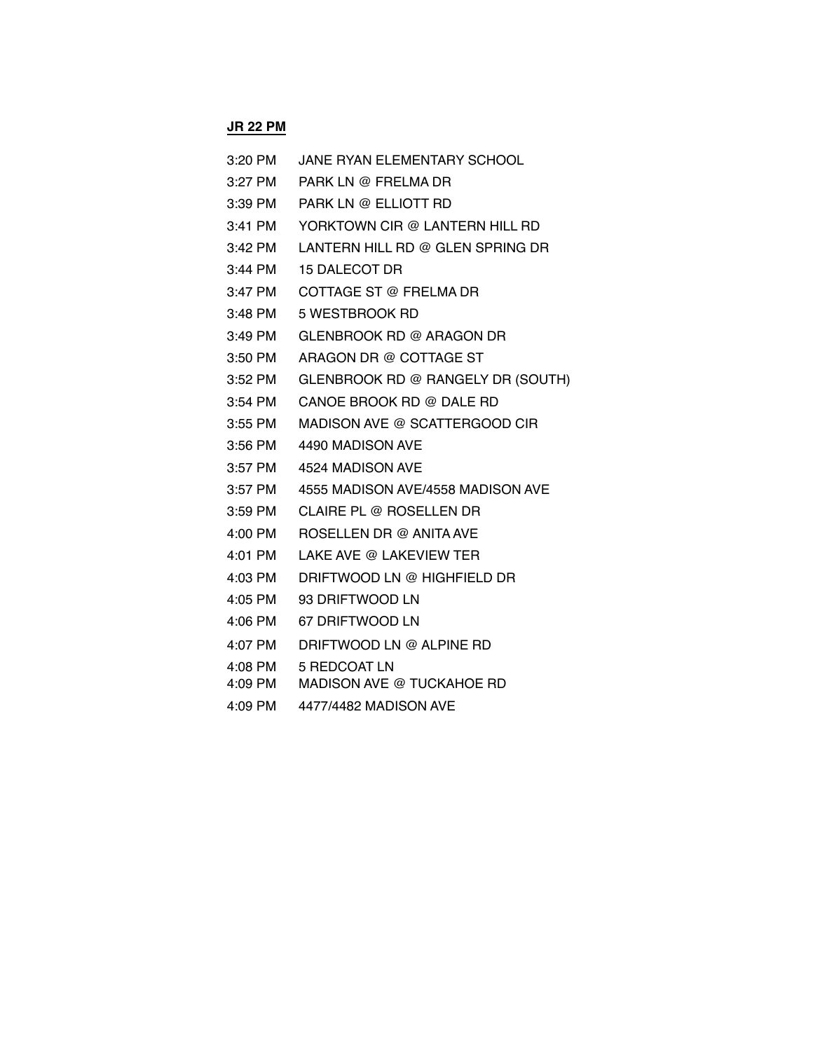**JR 22 PM**

| | |
|---|---|
| 3:20 PM | JANE RYAN ELEMENTARY SCHOOL |
| 3:27 PM | PARK LN @ FRELMA DR |
| 3:39 PM | PARK LN @ ELLIOTT RD |
| 3:41 PM | YORKTOWN CIR @ LANTERN HILL RD |
| 3:42 PM | LANTERN HILL RD @ GLEN SPRING DR |
| 3:44 PM | 15 DALECOT DR |
| 3:47 PM | COTTAGE ST @ FRELMA DR |
| 3:48 PM | 5 WESTBROOK RD |
| 3:49 PM | GLENBROOK RD @ ARAGON DR |
| 3:50 PM | ARAGON DR @ COTTAGE ST |
| 3:52 PM | GLENBROOK RD @ RANGELY DR (SOUTH) |
| 3:54 PM | CANOE BROOK RD @ DALE RD |
| 3:55 PM | MADISON AVE @ SCATTERGOOD CIR |
| 3:56 PM | 4490 MADISON AVE |
| 3:57 PM | 4524 MADISON AVE |
| 3:57 PM | 4555 MADISON AVE/4558 MADISON AVE |
| 3:59 PM | CLAIRE PL @ ROSELLEN DR |
| 4:00 PM | ROSELLEN DR @ ANITA AVE |
| 4:01 PM | LAKE AVE @ LAKEVIEW TER |
| 4:03 PM | DRIFTWOOD LN @ HIGHFIELD DR |
| 4:05 PM | 93 DRIFTWOOD LN |
| 4:06 PM | 67 DRIFTWOOD LN |
| 4:07 PM | DRIFTWOOD LN @ ALPINE RD |
| 4:08 PM | 5 REDCOAT LN |
| 4:09 PM | MADISON AVE @ TUCKAHOE RD |
| 4:09 PM | 4477/4482 MADISON AVE |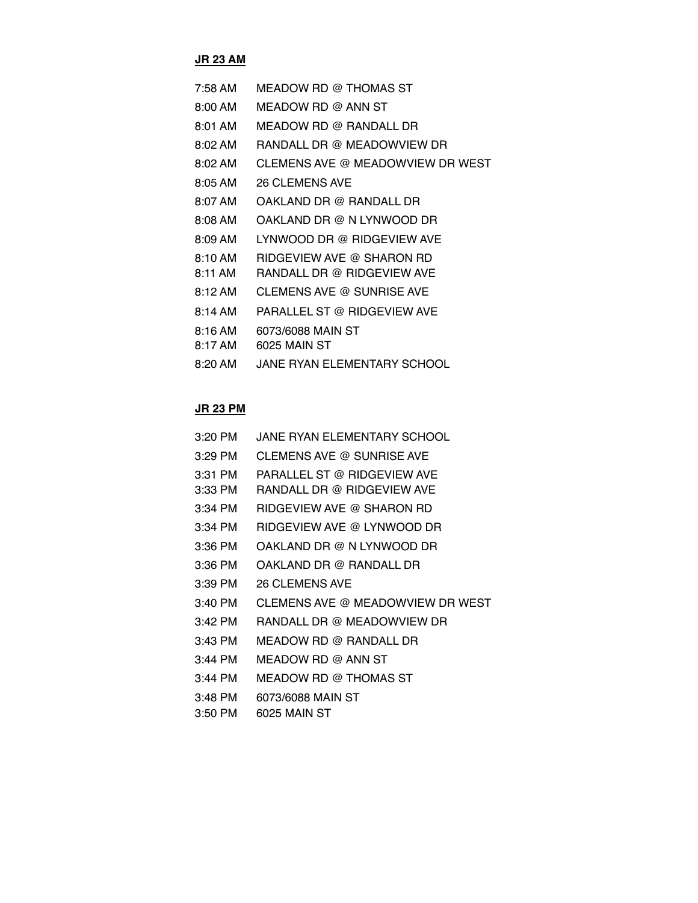**JR 23 AM**

| | |
|---|---|
| 7:58 AM | MEADOW RD @ THOMAS ST |
| 8:00 AM | MEADOW RD @ ANN ST |
| 8:01 AM | MEADOW RD @ RANDALL DR |
| 8:02 AM | RANDALL DR @ MEADOWVIEW DR |
| 8:02 AM | CLEMENS AVE @ MEADOWVIEW DR WEST |
| 8:05 AM | 26 CLEMENS AVE |
| 8:07 AM | OAKLAND DR @ RANDALL DR |
| 8:08 AM | OAKLAND DR @ N LYNWOOD DR |
| 8:09 AM | LYNWOOD DR @ RIDGEVIEW AVE |
| 8:10 AM | RIDGEVIEW AVE @ SHARON RD |
| 8:11 AM | RANDALL DR @ RIDGEVIEW AVE |
| 8:12 AM | CLEMENS AVE @ SUNRISE AVE |
| 8:14 AM | PARALLEL ST @ RIDGEVIEW AVE |
| 8:16 AM | 6073/6088 MAIN ST |
| 8:17 AM | 6025 MAIN ST |
| 8:20 AM | JANE RYAN ELEMENTARY SCHOOL |

**JR 23 PM**

| | |
|---|---|
| 3:20 PM | JANE RYAN ELEMENTARY SCHOOL |
| 3:29 PM | CLEMENS AVE @ SUNRISE AVE |
| 3:31 PM | PARALLEL ST @ RIDGEVIEW AVE |
| 3:33 PM | RANDALL DR @ RIDGEVIEW AVE |
| 3:34 PM | RIDGEVIEW AVE @ SHARON RD |
| 3:34 PM | RIDGEVIEW AVE @ LYNWOOD DR |
| 3:36 PM | OAKLAND DR @ N LYNWOOD DR |
| 3:36 PM | OAKLAND DR @ RANDALL DR |
| 3:39 PM | 26 CLEMENS AVE |
| 3:40 PM | CLEMENS AVE @ MEADOWVIEW DR WEST |
| 3:42 PM | RANDALL DR @ MEADOWVIEW DR |
| 3:43 PM | MEADOW RD @ RANDALL DR |
| 3:44 PM | MEADOW RD @ ANN ST |
| 3:44 PM | MEADOW RD @ THOMAS ST |
| 3:48 PM | 6073/6088 MAIN ST |
| 3:50 PM | 6025 MAIN ST |